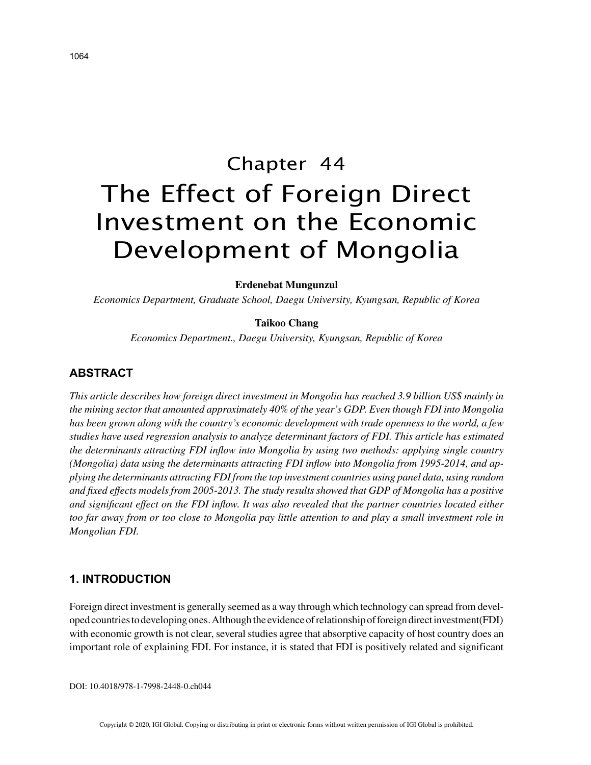# Chapter 44
# The Effect of Foreign Direct Investment on the Economic Development of Mongolia

**Erdenebat Mungunzul**

*Economics Department, Graduate School, Daegu University, Kyungsan, Republic of Korea*

**Taikoo Chang**

*Economics Department., Daegu University, Kyungsan, Republic of Korea*

## ABSTRACT

*This article describes how foreign direct investment in Mongolia has reached 3.9 billion US$ mainly in the mining sector that amounted approximately 40% of the year's GDP. Even though FDI into Mongolia has been grown along with the country's economic development with trade openness to the world, a few studies have used regression analysis to analyze determinant factors of FDI. This article has estimated the determinants attracting FDI inflow into Mongolia by using two methods: applying single country (Mongolia) data using the determinants attracting FDI inflow into Mongolia from 1995-2014, and applying the determinants attracting FDI from the top investment countries using panel data, using random and fixed effects models from 2005-2013. The study results showed that GDP of Mongolia has a positive and significant effect on the FDI inflow. It was also revealed that the partner countries located either too far away from or too close to Mongolia pay little attention to and play a small investment role in Mongolian FDI.*

## 1. INTRODUCTION

Foreign direct investment is generally seemed as a way through which technology can spread from developed countries to developing ones. Although the evidence of relationship of foreign direct investment(FDI) with economic growth is not clear, several studies agree that absorptive capacity of host country does an important role of explaining FDI. For instance, it is stated that FDI is positively related and significant

DOI: 10.4018/978-1-7998-2448-0.ch044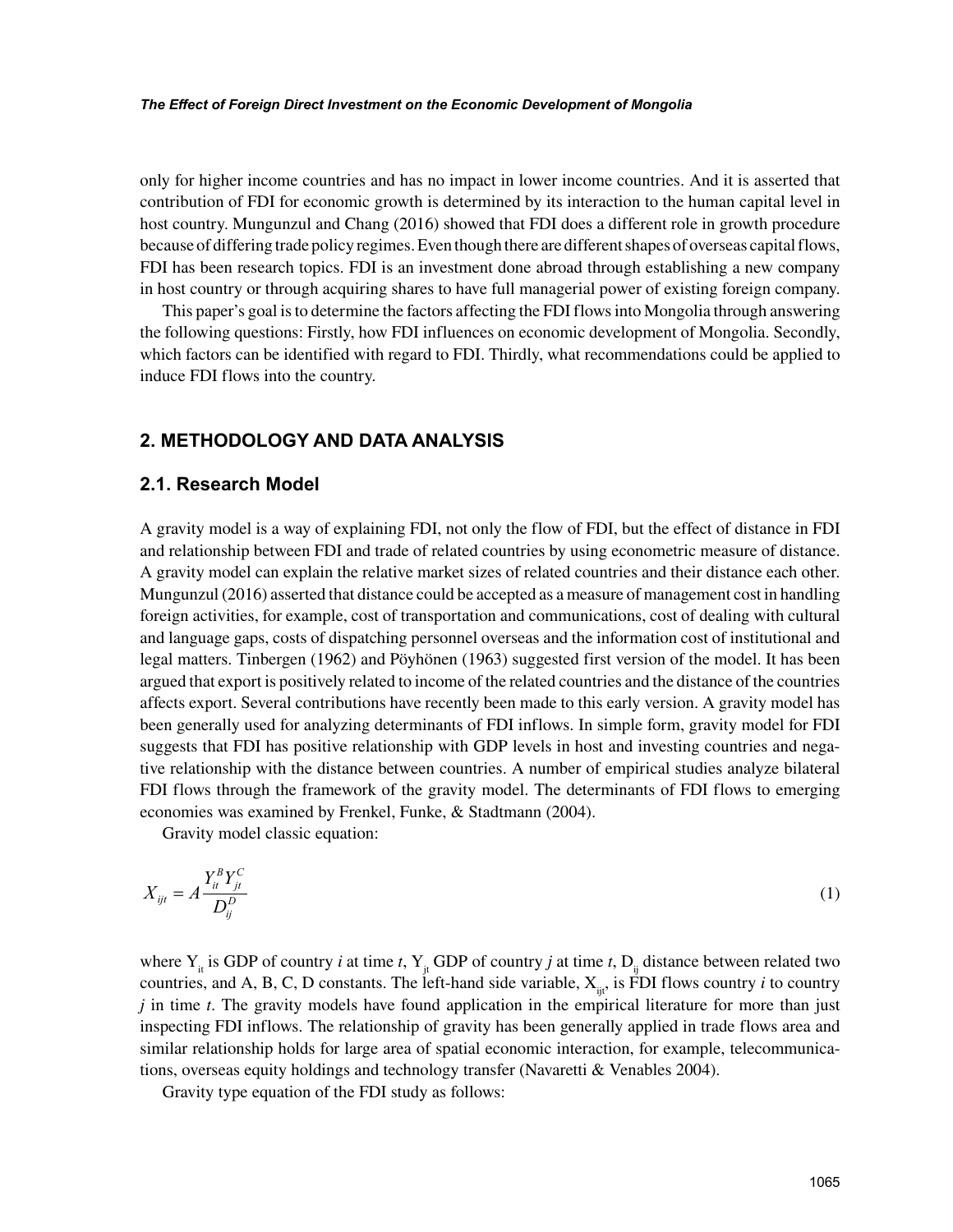only for higher income countries and has no impact in lower income countries. And it is asserted that contribution of FDI for economic growth is determined by its interaction to the human capital level in host country. Mungunzul and Chang (2016) showed that FDI does a different role in growth procedure because of differing trade policy regimes. Even though there are different shapes of overseas capital flows, FDI has been research topics. FDI is an investment done abroad through establishing a new company in host country or through acquiring shares to have full managerial power of existing foreign company.

This paper's goal is to determine the factors affecting the FDI flows into Mongolia through answering the following questions: Firstly, how FDI influences on economic development of Mongolia. Secondly, which factors can be identified with regard to FDI. Thirdly, what recommendations could be applied to induce FDI flows into the country.

## 2. METHODOLOGY AND DATA ANALYSIS

### 2.1. Research Model

A gravity model is a way of explaining FDI, not only the flow of FDI, but the effect of distance in FDI and relationship between FDI and trade of related countries by using econometric measure of distance. A gravity model can explain the relative market sizes of related countries and their distance each other. Mungunzul (2016) asserted that distance could be accepted as a measure of management cost in handling foreign activities, for example, cost of transportation and communications, cost of dealing with cultural and language gaps, costs of dispatching personnel overseas and the information cost of institutional and legal matters. Tinbergen (1962) and Pöyhönen (1963) suggested first version of the model. It has been argued that export is positively related to income of the related countries and the distance of the countries affects export. Several contributions have recently been made to this early version. A gravity model has been generally used for analyzing determinants of FDI inflows. In simple form, gravity model for FDI suggests that FDI has positive relationship with GDP levels in host and investing countries and negative relationship with the distance between countries. A number of empirical studies analyze bilateral FDI flows through the framework of the gravity model. The determinants of FDI flows to emerging economies was examined by Frenkel, Funke, & Stadtmann (2004).

Gravity model classic equation:

$$X_{ijt} = A\frac{Y_{it}^{B}Y_{jt}^{C}}{D_{ij}^{D}} \tag{1}$$

where $Y_{it}$ is GDP of country *i* at time *t*, $Y_{jt}$ GDP of country *j* at time *t*, $D_{ij}$ distance between related two countries, and A, B, C, D constants. The left-hand side variable, $X_{ijt}$, is FDI flows country *i* to country *j* in time *t*. The gravity models have found application in the empirical literature for more than just inspecting FDI inflows. The relationship of gravity has been generally applied in trade flows area and similar relationship holds for large area of spatial economic interaction, for example, telecommunications, overseas equity holdings and technology transfer (Navaretti & Venables 2004).

Gravity type equation of the FDI study as follows: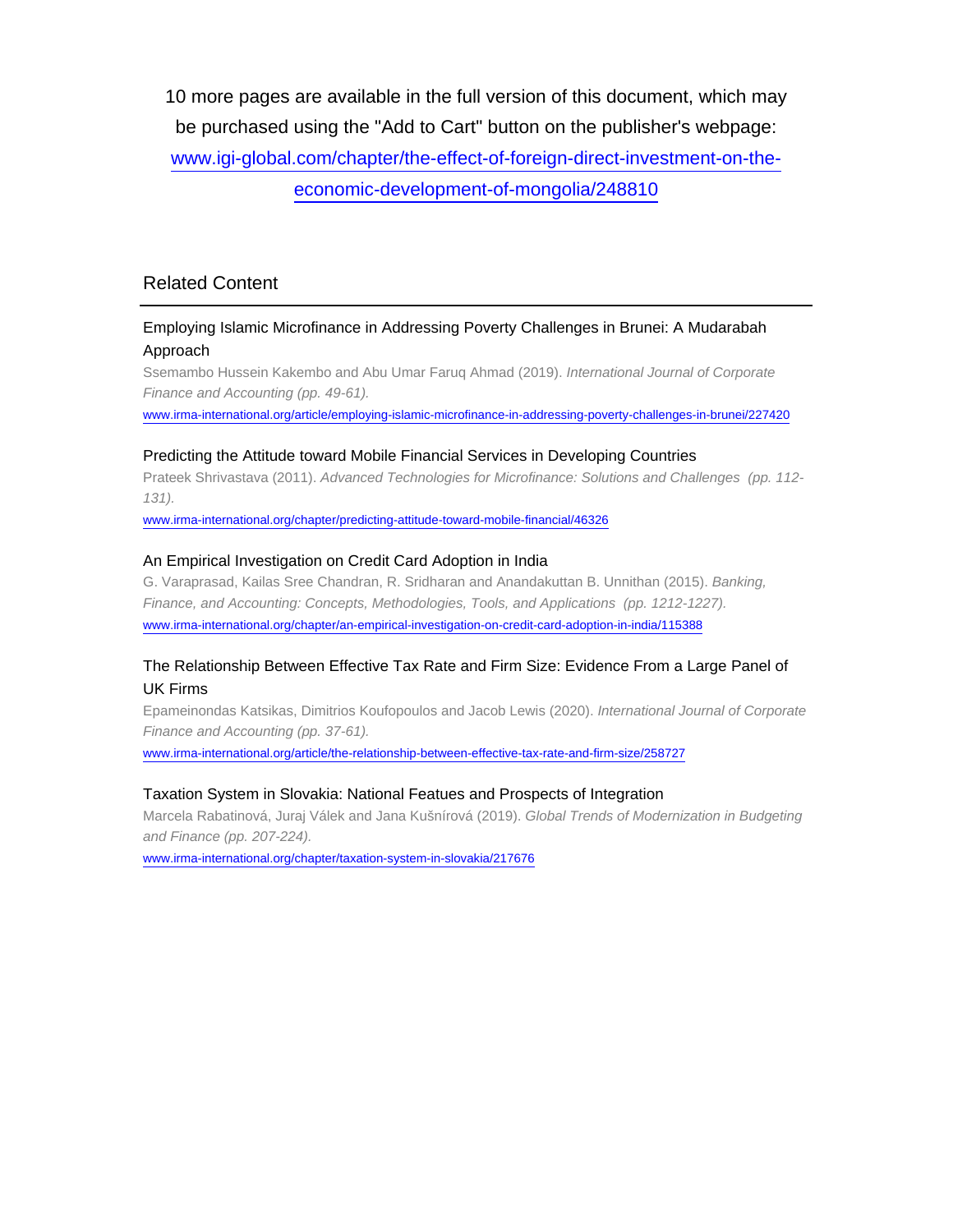10 more pages are available in the full version of this document, which may be purchased using the "Add to Cart" button on the publisher's webpage: www.igi-global.com/chapter/the-effect-of-foreign-direct-investment-on-the-economic-development-of-mongolia/248810

## Related Content

Employing Islamic Microfinance in Addressing Poverty Challenges in Brunei: A Mudarabah Approach

Ssemambo Hussein Kakembo and Abu Umar Faruq Ahmad (2019). *International Journal of Corporate Finance and Accounting (pp. 49-61).*

www.irma-international.org/article/employing-islamic-microfinance-in-addressing-poverty-challenges-in-brunei/227420

Predicting the Attitude toward Mobile Financial Services in Developing Countries

Prateek Shrivastava (2011). *Advanced Technologies for Microfinance: Solutions and Challenges (pp. 112-131).*

www.irma-international.org/chapter/predicting-attitude-toward-mobile-financial/46326

An Empirical Investigation on Credit Card Adoption in India

G. Varaprasad, Kailas Sree Chandran, R. Sridharan and Anandakuttan B. Unnithan (2015). *Banking, Finance, and Accounting: Concepts, Methodologies, Tools, and Applications (pp. 1212-1227).*

www.irma-international.org/chapter/an-empirical-investigation-on-credit-card-adoption-in-india/115388

The Relationship Between Effective Tax Rate and Firm Size: Evidence From a Large Panel of UK Firms

Epameinondas Katsikas, Dimitrios Koufopoulos and Jacob Lewis (2020). *International Journal of Corporate Finance and Accounting (pp. 37-61).*

www.irma-international.org/article/the-relationship-between-effective-tax-rate-and-firm-size/258727

Taxation System in Slovakia: National Featues and Prospects of Integration

Marcela Rabatinová, Juraj Válek and Jana Kušnírová (2019). *Global Trends of Modernization in Budgeting and Finance (pp. 207-224).*

www.irma-international.org/chapter/taxation-system-in-slovakia/217676